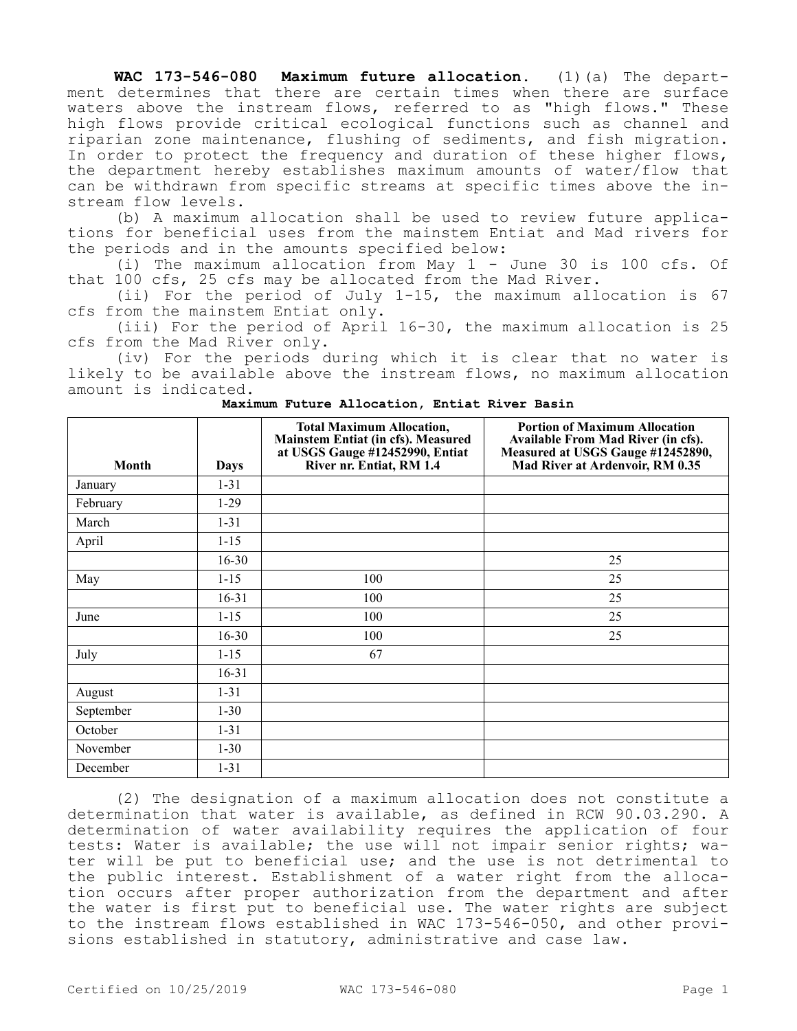**WAC 173-546-080 Maximum future allocation.** (1)(a) The department determines that there are certain times when there are surface waters above the instream flows, referred to as "high flows." These high flows provide critical ecological functions such as channel and riparian zone maintenance, flushing of sediments, and fish migration. In order to protect the frequency and duration of these higher flows, the department hereby establishes maximum amounts of water/flow that can be withdrawn from specific streams at specific times above the instream flow levels.

(b) A maximum allocation shall be used to review future applications for beneficial uses from the mainstem Entiat and Mad rivers for the periods and in the amounts specified below:

(i) The maximum allocation from May 1 - June 30 is 100 cfs. Of that 100 cfs, 25 cfs may be allocated from the Mad River.

(ii) For the period of July 1-15, the maximum allocation is 67 cfs from the mainstem Entiat only.

(iii) For the period of April 16-30, the maximum allocation is 25 cfs from the Mad River only.

(iv) For the periods during which it is clear that no water is likely to be available above the instream flows, no maximum allocation amount is indicated.

**Maximum Future Allocation, Entiat River Basin**

| Month | Days | Total Maximum Allocation, Mainstem Entiat (in cfs). Measured at USGS Gauge #12452990, Entiat River nr. Entiat, RM 1.4 | Portion of Maximum Allocation Available From Mad River (in cfs). Measured at USGS Gauge #12452890, Mad River at Ardenvoir, RM 0.35 |
|---|---|---|---|
| January | 1-31 | | |
| February | 1-29 | | |
| March | 1-31 | | |
| April | 1-15 | | |
| | 16-30 | | 25 |
| May | 1-15 | 100 | 25 |
| | 16-31 | 100 | 25 |
| June | 1-15 | 100 | 25 |
| | 16-30 | 100 | 25 |
| July | 1-15 | 67 | |
| | 16-31 | | |
| August | 1-31 | | |
| September | 1-30 | | |
| October | 1-31 | | |
| November | 1-30 | | |
| December | 1-31 | | |

(2) The designation of a maximum allocation does not constitute a determination that water is available, as defined in RCW 90.03.290. A determination of water availability requires the application of four tests: Water is available; the use will not impair senior rights; water will be put to beneficial use; and the use is not detrimental to the public interest. Establishment of a water right from the allocation occurs after proper authorization from the department and after the water is first put to beneficial use. The water rights are subject to the instream flows established in WAC 173-546-050, and other provisions established in statutory, administrative and case law.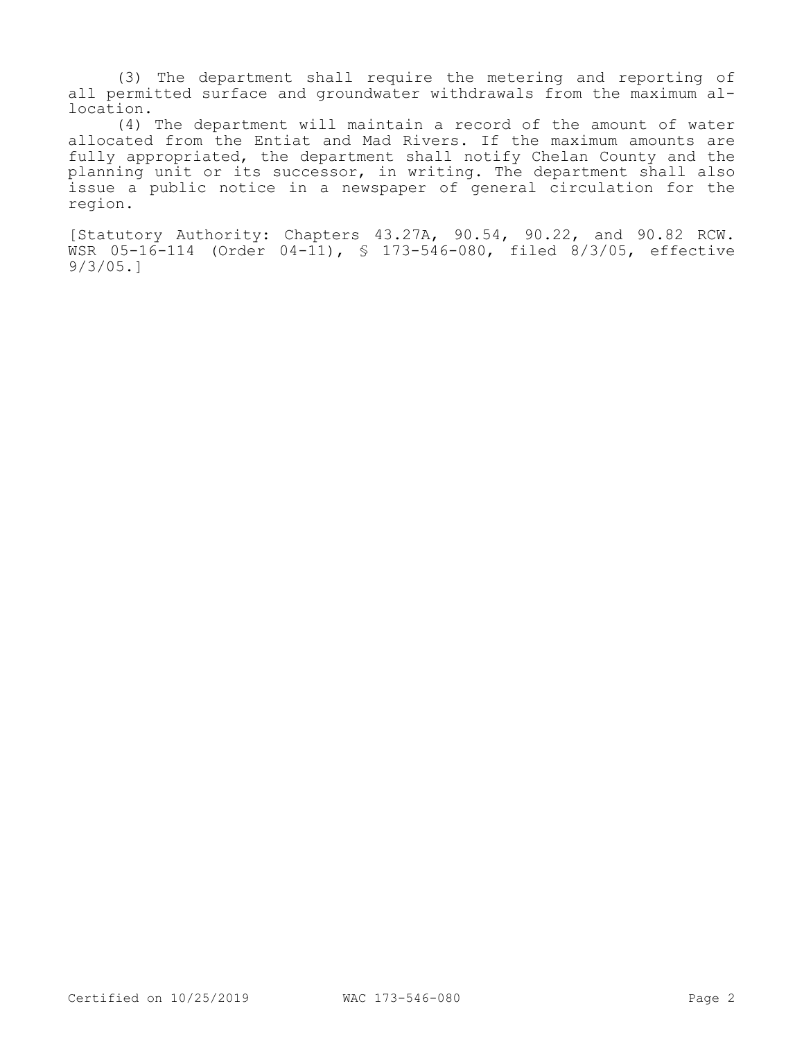(3) The department shall require the metering and reporting of all permitted surface and groundwater withdrawals from the maximum allocation.

(4) The department will maintain a record of the amount of water allocated from the Entiat and Mad Rivers. If the maximum amounts are fully appropriated, the department shall notify Chelan County and the planning unit or its successor, in writing. The department shall also issue a public notice in a newspaper of general circulation for the region.

[Statutory Authority: Chapters 43.27A, 90.54, 90.22, and 90.82 RCW. WSR 05-16-114 (Order 04-11), § 173-546-080, filed 8/3/05, effective 9/3/05.]